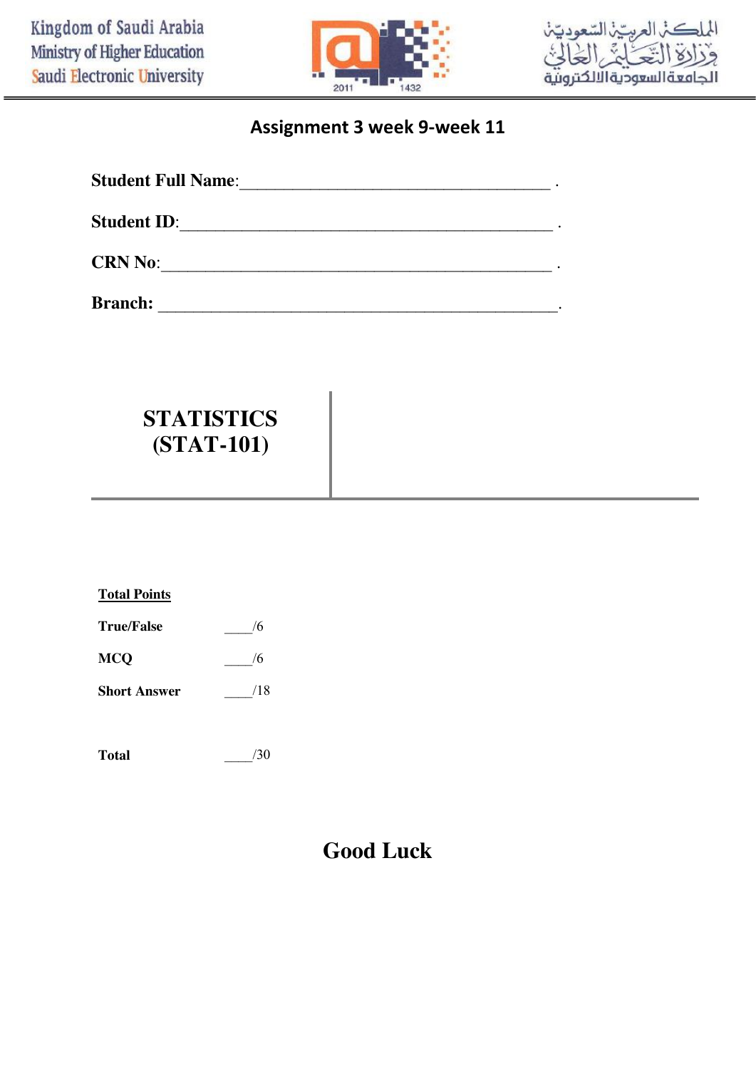Kingdom of Saudi Arabia
Ministry of Higher Education
Saudi Electronic University

المملكة العربية السعودية
وزارة التعليم العالي
الجامعة السعودية الالكترونية

# Assignment 3 week 9-week 11

**Student Full Name**:\_\_\_\_\_\_\_\_\_\_\_\_\_\_\_\_\_\_\_\_\_\_\_\_\_\_\_\_\_\_\_\_\_\_\_ .

**Student ID**:\_\_\_\_\_\_\_\_\_\_\_\_\_\_\_\_\_\_\_\_\_\_\_\_\_\_\_\_\_\_\_\_\_\_\_\_\_\_\_\_\_\_ .

**CRN No**:\_\_\_\_\_\_\_\_\_\_\_\_\_\_\_\_\_\_\_\_\_\_\_\_\_\_\_\_\_\_\_\_\_\_\_\_\_\_\_\_\_\_ .

**Branch:** \_\_\_\_\_\_\_\_\_\_\_\_\_\_\_\_\_\_\_\_\_\_\_\_\_\_\_\_\_\_\_\_\_\_\_\_\_\_\_\_\_\_\_.

## STATISTICS (STAT-101)

**<u>Total Points</u>**

| | |
|---|---|
| **True/False** | \_\_\_\_/6 |
| **MCQ** | \_\_\_\_/6 |
| **Short Answer** | \_\_\_\_/18 |
| | |
| **Total** | \_\_\_\_/30 |

## Good Luck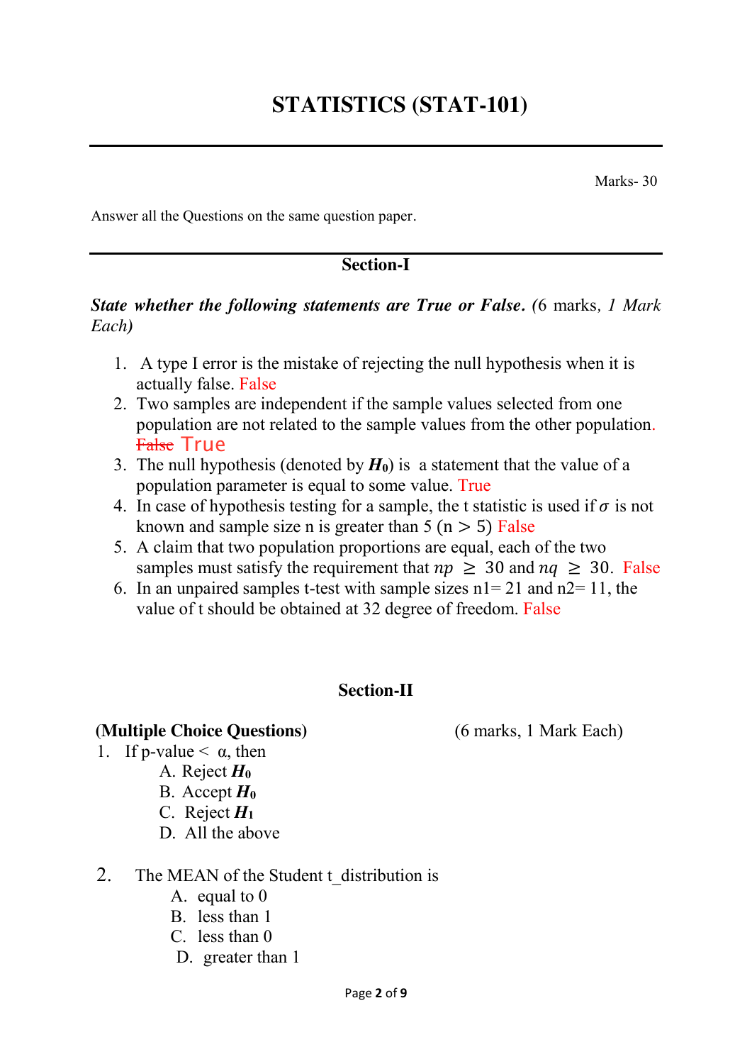# STATISTICS (STAT-101)

Marks- 30

Answer all the Questions on the same question paper.

## Section-I

***State whether the following statements are True or False***. (6 marks, *1 Mark Each)*

1. A type I error is the mistake of rejecting the null hypothesis when it is actually false. False
2. Two samples are independent if the sample values selected from one population are not related to the sample values from the other population. ~~False~~ True
3. The null hypothesis (denoted by $H_0$) is a statement that the value of a population parameter is equal to some value. True
4. In case of hypothesis testing for a sample, the t statistic is used if $\sigma$ is not known and sample size n is greater than 5 $(n > 5)$ False
5. A claim that two population proportions are equal, each of the two samples must satisfy the requirement that $np \geq 30$ and $nq \geq 30$. False
6. In an unpaired samples t-test with sample sizes n1= 21 and n2= 11, the value of t should be obtained at 32 degree of freedom. False

## Section-II

**(Multiple Choice Questions)** (6 marks, 1 Mark Each)

1. If p-value < α, then
   - A. Reject $H_0$
   - B. Accept $H_0$
   - C. Reject $H_1$
   - D. All the above

2. The MEAN of the Student t_distribution is
   - A. equal to 0
   - B. less than 1
   - C. less than 0
   - D. greater than 1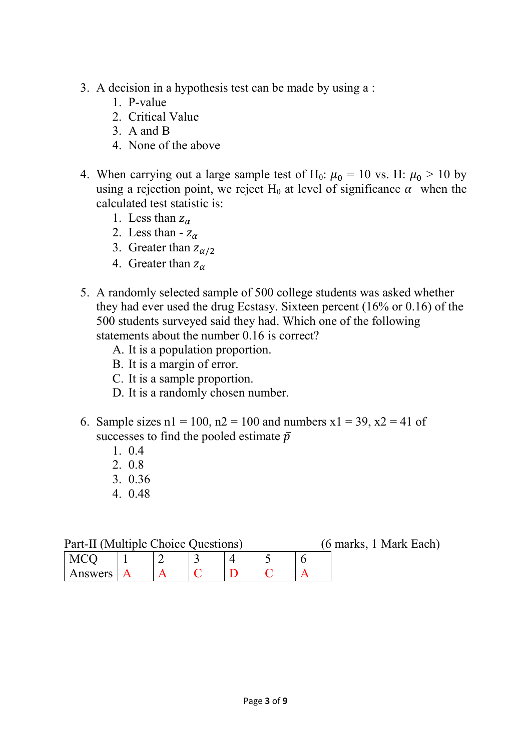3. A decision in a hypothesis test can be made by using a :
    1. P-value
    2. Critical Value
    3. A and B
    4. None of the above

4. When carrying out a large sample test of H₀: $\mu_0$ = 10 vs. H: $\mu_0$ > 10 by using a rejection point, we reject $H_0$ at level of significance $\alpha$ when the calculated test statistic is:
    1. Less than $z_\alpha$
    2. Less than - $z_\alpha$
    3. Greater than $z_{\alpha/2}$
    4. Greater than $z_\alpha$

5. A randomly selected sample of 500 college students was asked whether they had ever used the drug Ecstasy. Sixteen percent (16% or 0.16) of the 500 students surveyed said they had. Which one of the following statements about the number 0.16 is correct?
    A. It is a population proportion.
    B. It is a margin of error.
    C. It is a sample proportion.
    D. It is a randomly chosen number.

6. Sample sizes n1 = 100, n2 = 100 and numbers x1 = 39, x2 = 41 of successes to find the pooled estimate $\bar{p}$
    1. 0.4
    2. 0.8
    3. 0.36
    4. 0.48

Part-II (Multiple Choice Questions) (6 marks, 1 Mark Each)

| MCQ | 1 | 2 | 3 | 4 | 5 | 6 |
|---|---|---|---|---|---|---|
| Answers | A | A | C | D | C | A |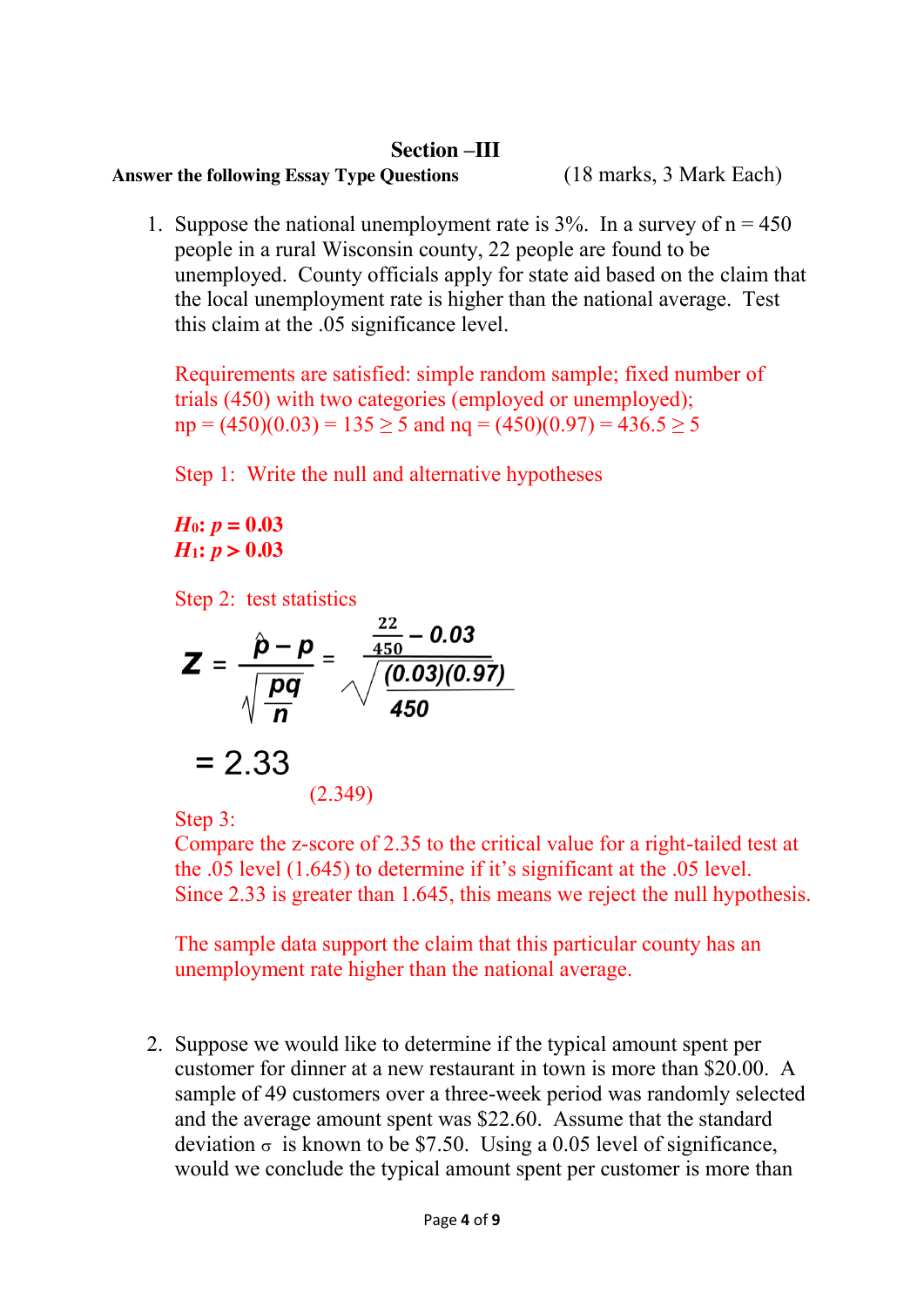## Section –III

**Answer the following Essay Type Questions** (18 marks, 3 Mark Each)

1. Suppose the national unemployment rate is 3%. In a survey of n = 450 people in a rural Wisconsin county, 22 people are found to be unemployed. County officials apply for state aid based on the claim that the local unemployment rate is higher than the national average. Test this claim at the .05 significance level.

   Requirements are satisfied: simple random sample; fixed number of trials (450) with two categories (employed or unemployed); $np = (450)(0.03) = 135 \geq 5$ and $nq = (450)(0.97) = 436.5 \geq 5$

   Step 1: Write the null and alternative hypotheses

   ***$H_0$: $p$ = 0.03***
   ***$H_1$: $p$ > 0.03***

   Step 2: test statistics

   $$z = \frac{\hat{p} - p}{\sqrt{\frac{pq}{n}}} = \frac{\frac{22}{450} - 0.03}{\sqrt{\frac{(0.03)(0.97)}{450}}}$$

   $= 2.33$

   (2.349)

   Step 3:
   Compare the z-score of 2.35 to the critical value for a right-tailed test at the .05 level (1.645) to determine if it's significant at the .05 level. Since 2.33 is greater than 1.645, this means we reject the null hypothesis.

   The sample data support the claim that this particular county has an unemployment rate higher than the national average.

2. Suppose we would like to determine if the typical amount spent per customer for dinner at a new restaurant in town is more than \$20.00. A sample of 49 customers over a three-week period was randomly selected and the average amount spent was \$22.60. Assume that the standard deviation $\sigma$ is known to be \$7.50. Using a 0.05 level of significance, would we conclude the typical amount spent per customer is more than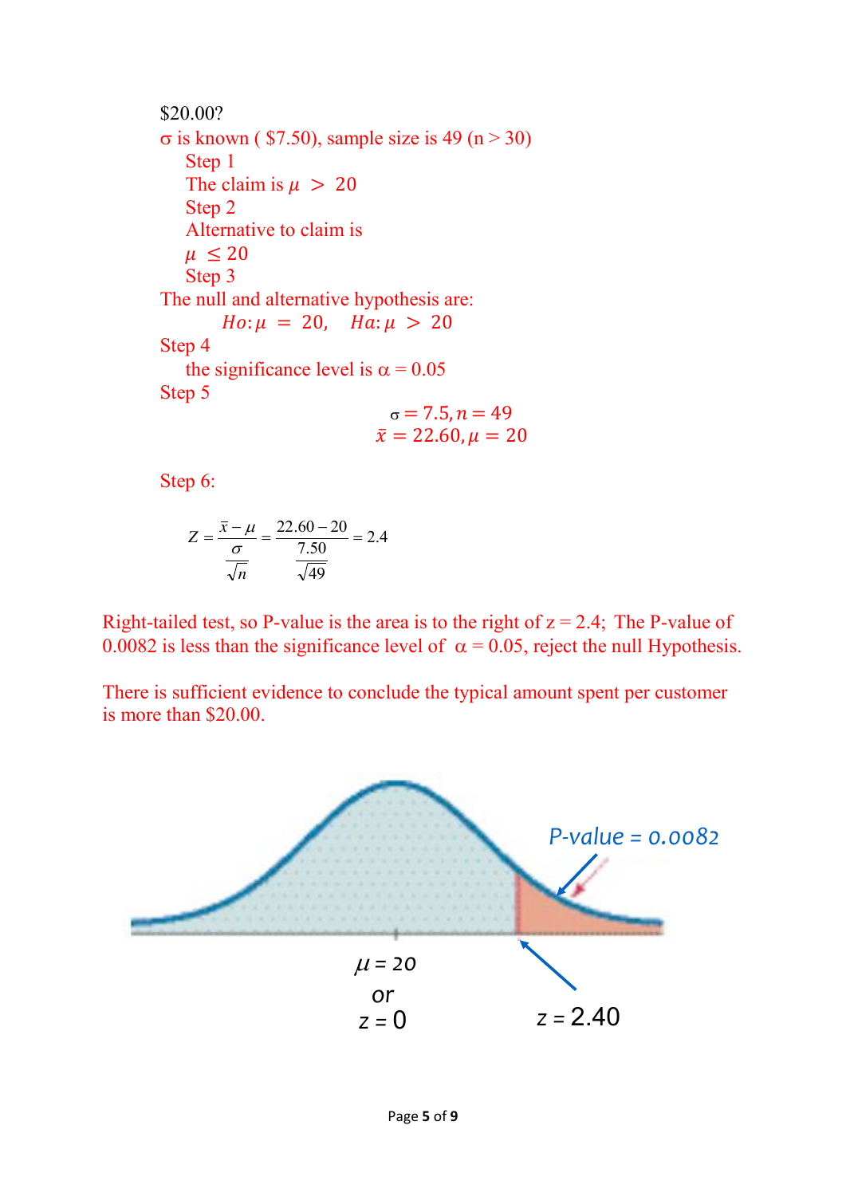$20.00?

σ is known ( $7.50), sample size is 49 (n > 30)

Step 1

The claim is $\mu > 20$

Step 2

Alternative to claim is

$\mu \leq 20$

Step 3

The null and alternative hypothesis are:

$$Ho: \mu = 20, \quad Ha: \mu > 20$$

Step 4

the significance level is α = 0.05

Step 5

$$\sigma = 7.5, n = 49$$
$$\bar{x} = 22.60, \mu = 20$$

Step 6:

$$Z = \frac{\bar{x} - \mu}{\frac{\sigma}{\sqrt{n}}} = \frac{22.60 - 20}{\frac{7.50}{\sqrt{49}}} = 2.4$$

Right-tailed test, so P-value is the area is to the right of z = 2.4; The P-value of 0.0082 is less than the significance level of α = 0.05, reject the null Hypothesis.

There is sufficient evidence to conclude the typical amount spent per customer is more than $20.00.

P-value = 0.0082

$\mu = 20$ or $z = 0$

$z = 2.40$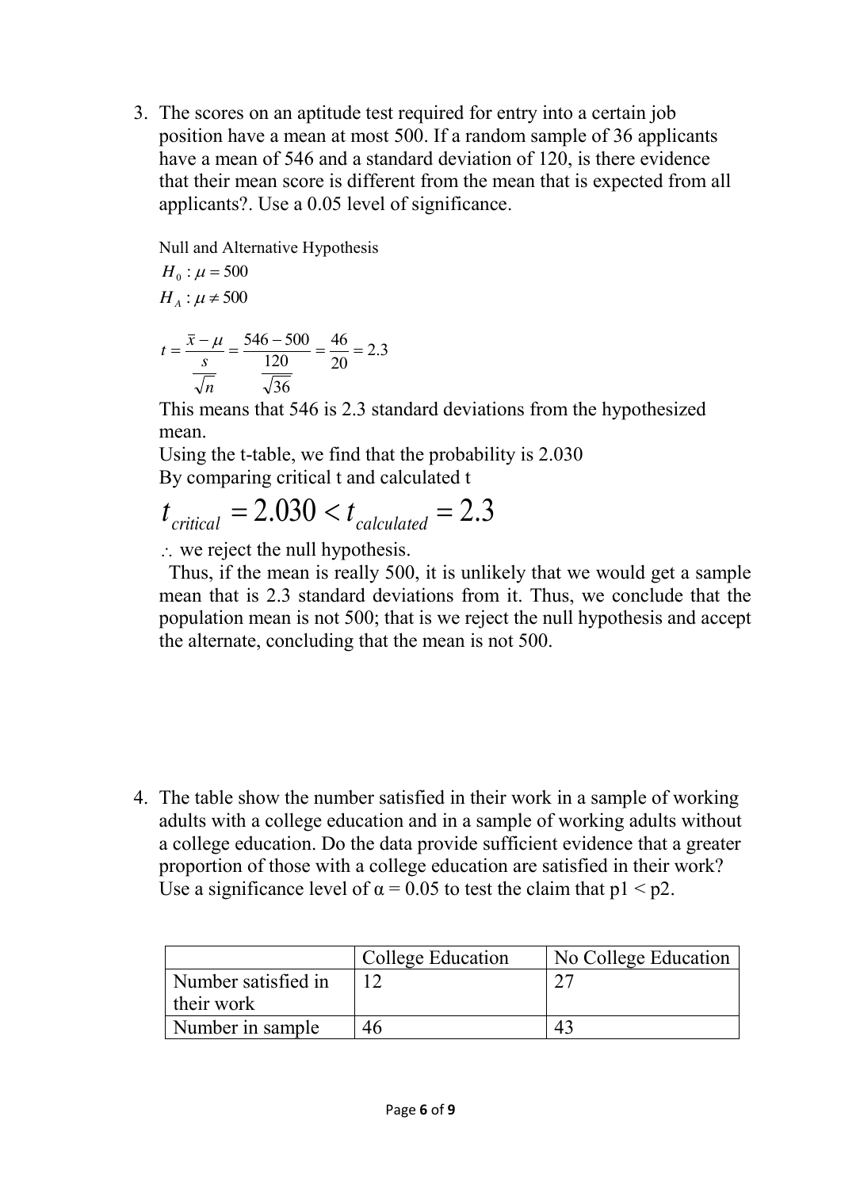3. The scores on an aptitude test required for entry into a certain job position have a mean at most 500. If a random sample of 36 applicants have a mean of 546 and a standard deviation of 120, is there evidence that their mean score is different from the mean that is expected from all applicants?. Use a 0.05 level of significance.

   Null and Alternative Hypothesis

   $H_0 : \mu = 500$

   $H_A : \mu \neq 500$

   $$t = \frac{\bar{x} - \mu}{\frac{s}{\sqrt{n}}} = \frac{546 - 500}{\frac{120}{\sqrt{36}}} = \frac{46}{20} = 2.3$$

   This means that 546 is 2.3 standard deviations from the hypothesized mean.

   Using the t-table, we find that the probability is 2.030

   By comparing critical t and calculated t

   $$t_{critical} = 2.030 < t_{calculated} = 2.3$$

   $\therefore$ we reject the null hypothesis.

   Thus, if the mean is really 500, it is unlikely that we would get a sample mean that is 2.3 standard deviations from it. Thus, we conclude that the population mean is not 500; that is we reject the null hypothesis and accept the alternate, concluding that the mean is not 500.

4. The table show the number satisfied in their work in a sample of working adults with a college education and in a sample of working adults without a college education. Do the data provide sufficient evidence that a greater proportion of those with a college education are satisfied in their work? Use a significance level of $\alpha = 0.05$ to test the claim that $p1 < p2$.

|  | College Education | No College Education |
|---|---|---|
| Number satisfied in their work | 12 | 27 |
| Number in sample | 46 | 43 |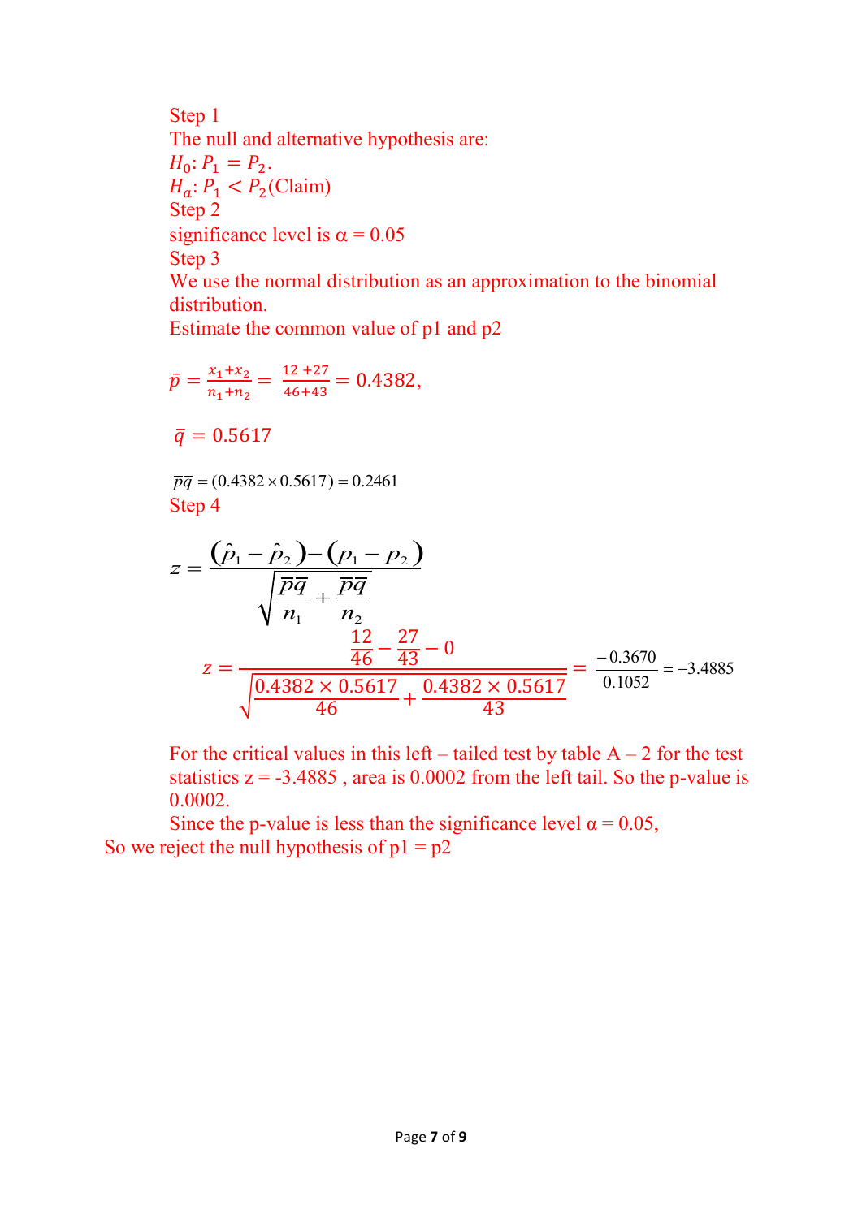Step 1

The null and alternative hypothesis are:

$H_0: P_1 = P_2$.

$H_a: P_1 < P_2$(Claim)

Step 2

significance level is α = 0.05

Step 3

We use the normal distribution as an approximation to the binomial distribution.

Estimate the common value of p1 and p2

$$\bar{p} = \frac{x_1 + x_2}{n_1 + n_2} = \frac{12 + 27}{46 + 43} = 0.4382,$$

$$\bar{q} = 0.5617$$

$$\overline{pq} = (0.4382 \times 0.5617) = 0.2461$$

Step 4

$$z = \frac{(\hat{p}_1 - \hat{p}_2) - (p_1 - p_2)}{\sqrt{\frac{\overline{pq}}{n_1} + \frac{\overline{pq}}{n_2}}}$$

$$z = \frac{\frac{12}{46} - \frac{27}{43} - 0}{\sqrt{\frac{0.4382 \times 0.5617}{46} + \frac{0.4382 \times 0.5617}{43}}} = \frac{-0.3670}{0.1052} = -3.4885$$

For the critical values in this left – tailed test by table A – 2 for the test statistics z = -3.4885 , area is 0.0002 from the left tail. So the p-value is 0.0002.

Since the p-value is less than the significance level α = 0.05,

So we reject the null hypothesis of p1 = p2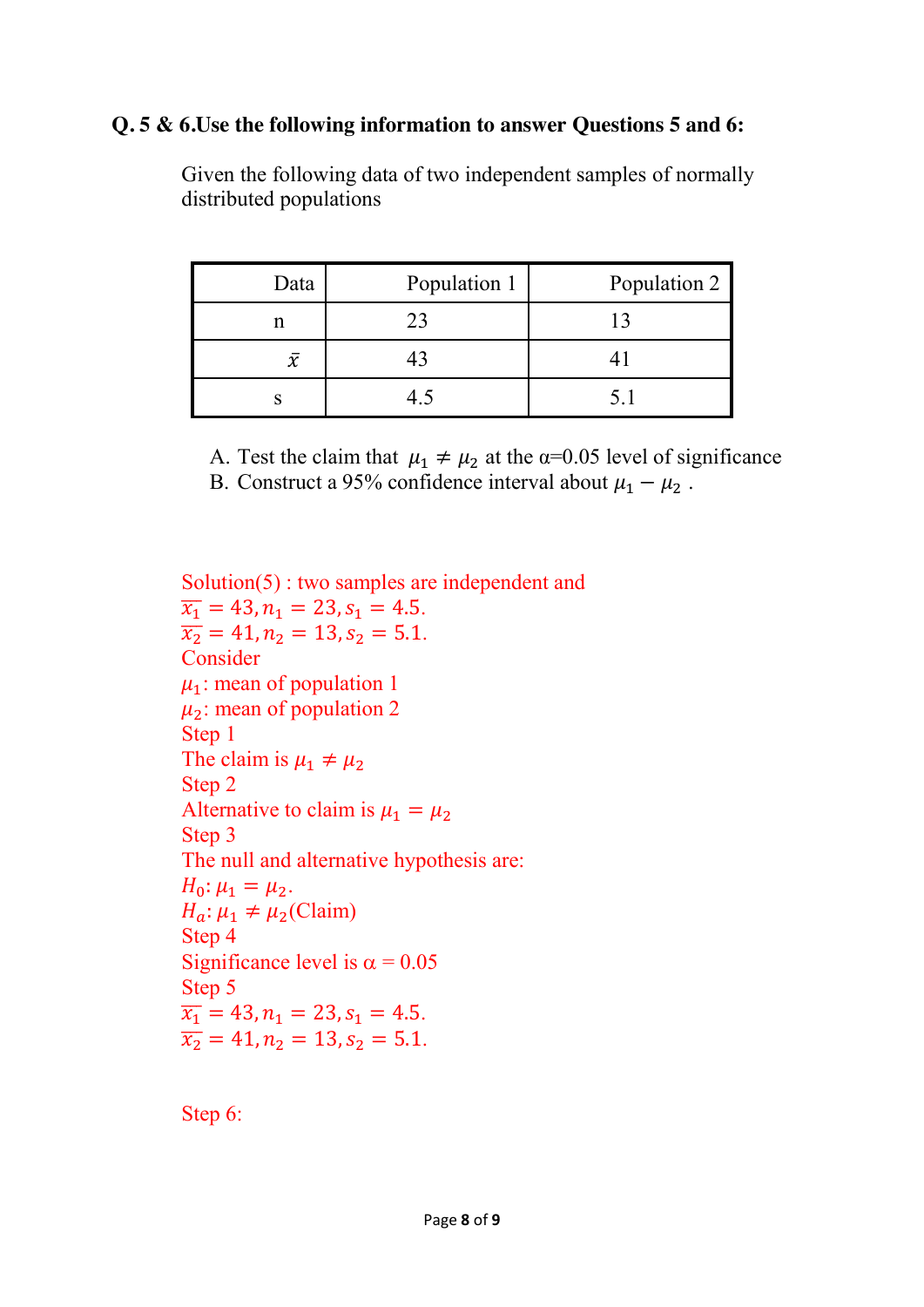**Q. 5 & 6.Use the following information to answer Questions 5 and 6:**

Given the following data of two independent samples of normally distributed populations

| Data | Population 1 | Population 2 |
|---|---|---|
| n | 23 | 13 |
| $\bar{x}$ | 43 | 41 |
| s | 4.5 | 5.1 |

A. Test the claim that $\mu_1 \neq \mu_2$ at the α=0.05 level of significance

B. Construct a 95% confidence interval about $\mu_1 - \mu_2$ .

Solution(5) : two samples are independent and
$\overline{x_1} = 43, n_1 = 23, s_1 = 4.5.$
$\overline{x_2} = 41, n_2 = 13, s_2 = 5.1.$

Consider
$\mu_1$: mean of population 1
$\mu_2$: mean of population 2

Step 1
The claim is $\mu_1 \neq \mu_2$

Step 2
Alternative to claim is $\mu_1 = \mu_2$

Step 3
The null and alternative hypothesis are:
$H_0: \mu_1 = \mu_2.$
$H_a: \mu_1 \neq \mu_2$(Claim)

Step 4
Significance level is α = 0.05

Step 5
$\overline{x_1} = 43, n_1 = 23, s_1 = 4.5.$
$\overline{x_2} = 41, n_2 = 13, s_2 = 5.1.$

Step 6: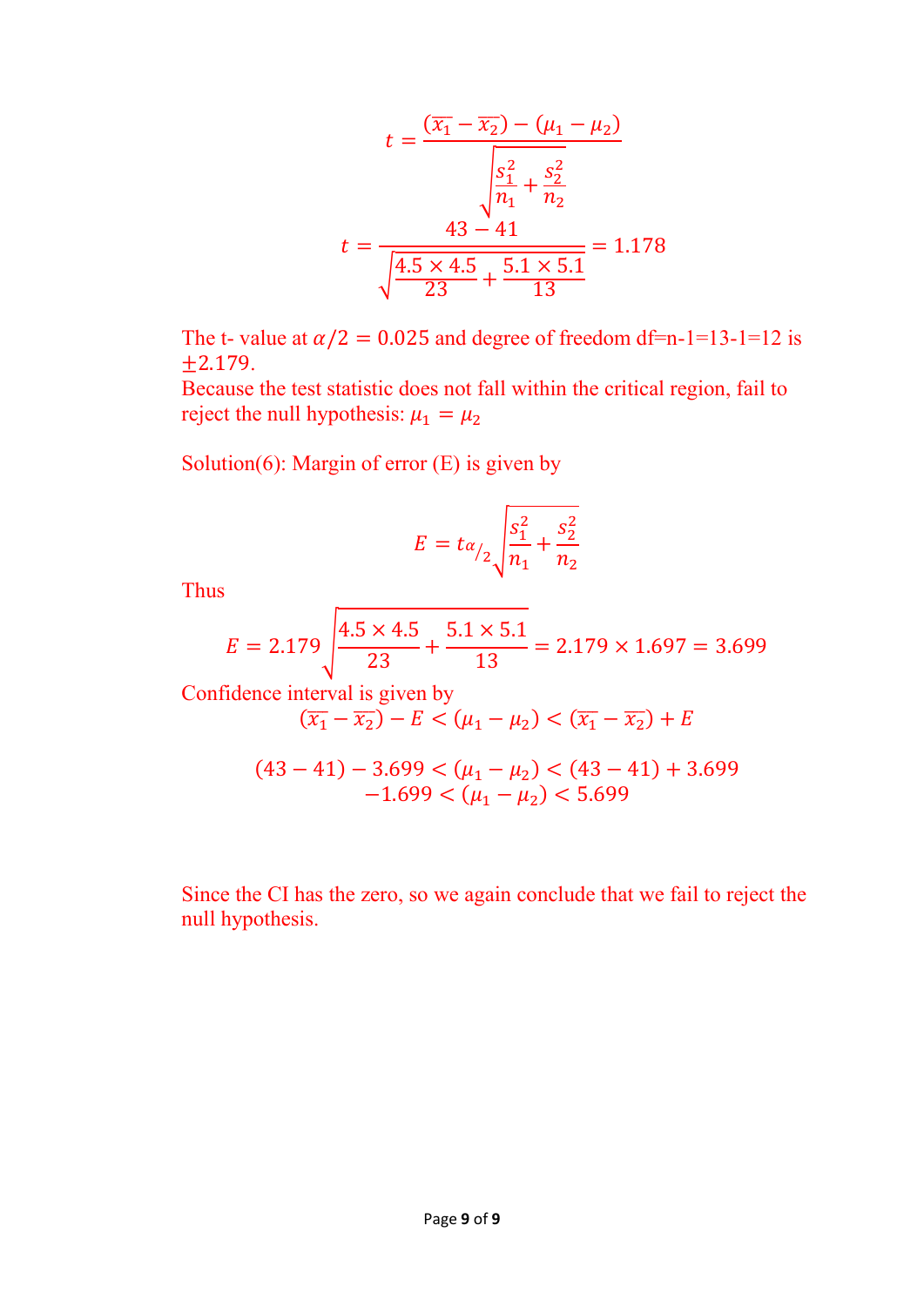$$t = \frac{(\overline{x_1} - \overline{x_2}) - (\mu_1 - \mu_2)}{\sqrt{\frac{s_1^2}{n_1} + \frac{s_2^2}{n_2}}}$$

$$t = \frac{43 - 41}{\sqrt{\frac{4.5 \times 4.5}{23} + \frac{5.1 \times 5.1}{13}}} = 1.178$$

The t- value at $\alpha/2 = 0.025$ and degree of freedom df=n-1=13-1=12 is $\pm 2.179$.

Because the test statistic does not fall within the critical region, fail to reject the null hypothesis: $\mu_1 = \mu_2$

Solution(6): Margin of error (E) is given by

$$E = t_{\alpha/2} \sqrt{\frac{s_1^2}{n_1} + \frac{s_2^2}{n_2}}$$

Thus

$$E = 2.179 \sqrt{\frac{4.5 \times 4.5}{23} + \frac{5.1 \times 5.1}{13}} = 2.179 \times 1.697 = 3.699$$

Confidence interval is given by

$$(\overline{x_1} - \overline{x_2}) - E < (\mu_1 - \mu_2) < (\overline{x_1} - \overline{x_2}) + E$$

$$(43 - 41) - 3.699 < (\mu_1 - \mu_2) < (43 - 41) + 3.699$$

$$-1.699 < (\mu_1 - \mu_2) < 5.699$$

Since the CI has the zero, so we again conclude that we fail to reject the null hypothesis.